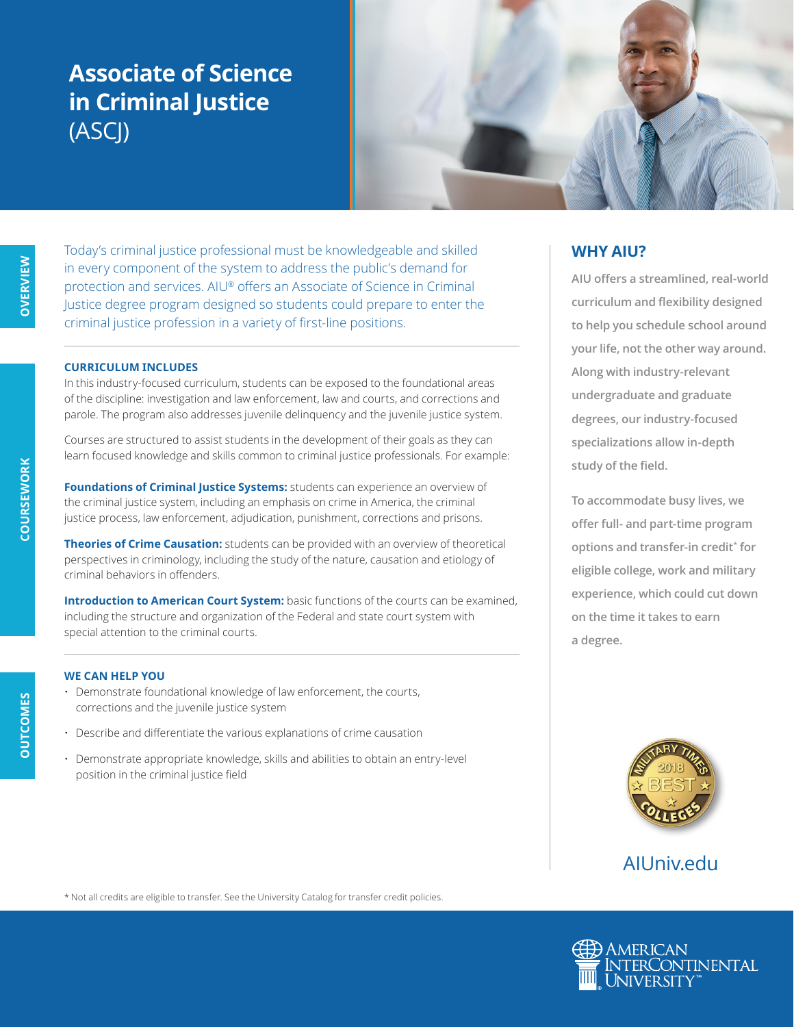# Associate of Science in Criminal Justice (ASCJ)

## OVERVIEW

Today's criminal justice professional must be knowledgeable and skilled in every component of the system to address the public's demand for protection and services. AIU® offers an Associate of Science in Criminal Justice degree program designed so students could prepare to enter the criminal justice profession in a variety of first-line positions.

## COURSEWORK

### CURRICULUM INCLUDES

In this industry-focused curriculum, students can be exposed to the foundational areas of the discipline: investigation and law enforcement, law and courts, and corrections and parole. The program also addresses juvenile delinquency and the juvenile justice system.

Courses are structured to assist students in the development of their goals as they can learn focused knowledge and skills common to criminal justice professionals. For example:

**Foundations of Criminal Justice Systems:** students can experience an overview of the criminal justice system, including an emphasis on crime in America, the criminal justice process, law enforcement, adjudication, punishment, corrections and prisons.

**Theories of Crime Causation:** students can be provided with an overview of theoretical perspectives in criminology, including the study of the nature, causation and etiology of criminal behaviors in offenders.

**Introduction to American Court System:** basic functions of the courts can be examined, including the structure and organization of the Federal and state court system with special attention to the criminal courts.

## OUTCOMES

### WE CAN HELP YOU

- Demonstrate foundational knowledge of law enforcement, the courts, corrections and the juvenile justice system
- Describe and differentiate the various explanations of crime causation
- Demonstrate appropriate knowledge, skills and abilities to obtain an entry-level position in the criminal justice field

## WHY AIU?

AIU offers a streamlined, real-world curriculum and flexibility designed to help you schedule school around your life, not the other way around. Along with industry-relevant undergraduate and graduate degrees, our industry-focused specializations allow in-depth study of the field.

To accommodate busy lives, we offer full- and part-time program options and transfer-in credit* for eligible college, work and military experience, which could cut down on the time it takes to earn a degree.

Military Times 2018 Best Colleges

AIUniv.edu

* Not all credits are eligible to transfer. See the University Catalog for transfer credit policies.

American InterContinental University™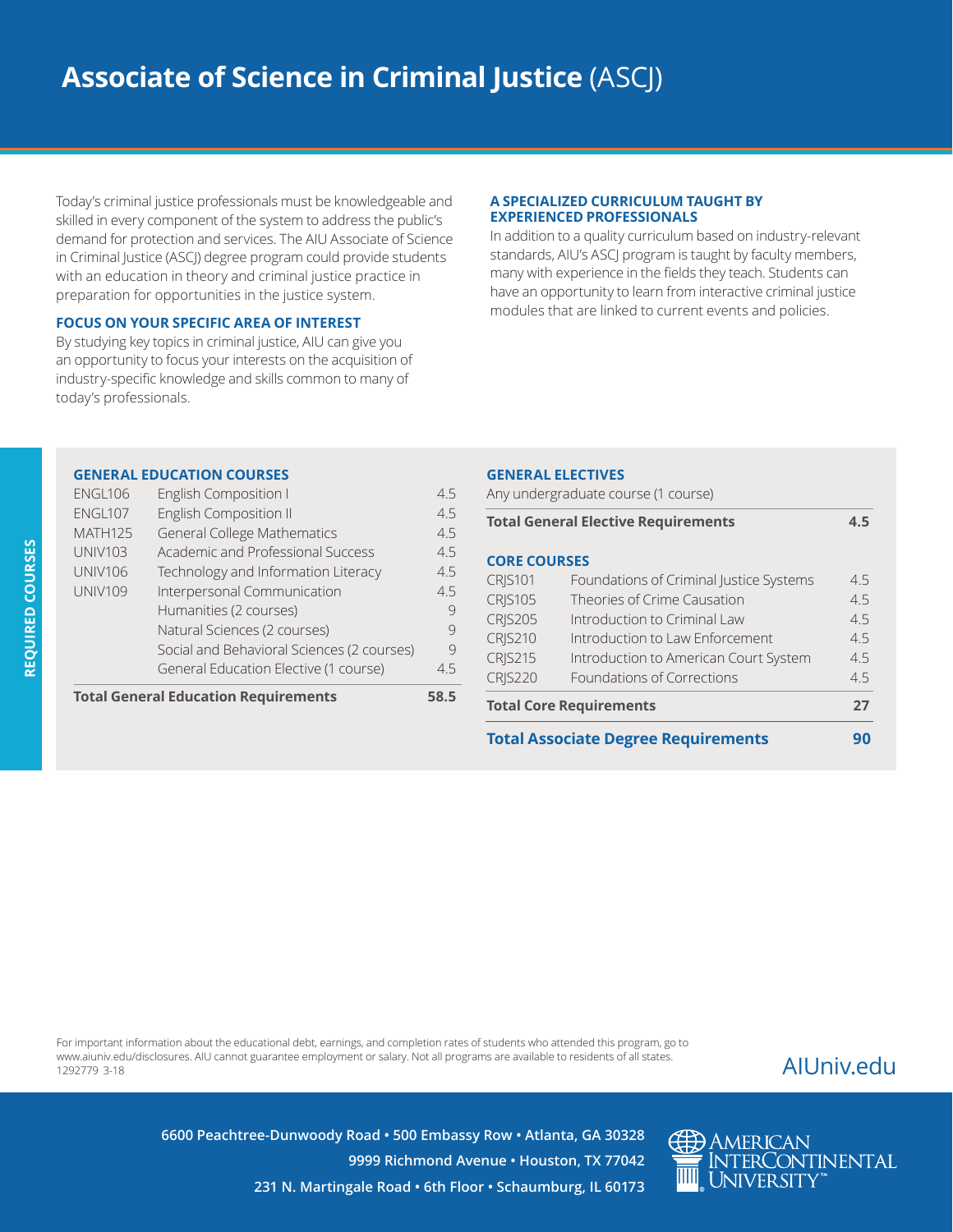# Associate of Science in Criminal Justice (ASCJ)

Today's criminal justice professionals must be knowledgeable and skilled in every component of the system to address the public's demand for protection and services. The AIU Associate of Science in Criminal Justice (ASCJ) degree program could provide students with an education in theory and criminal justice practice in preparation for opportunities in the justice system.

### FOCUS ON YOUR SPECIFIC AREA OF INTEREST

By studying key topics in criminal justice, AIU can give you an opportunity to focus your interests on the acquisition of industry-specific knowledge and skills common to many of today's professionals.

### A SPECIALIZED CURRICULUM TAUGHT BY EXPERIENCED PROFESSIONALS

In addition to a quality curriculum based on industry-relevant standards, AIU's ASCJ program is taught by faculty members, many with experience in the fields they teach. Students can have an opportunity to learn from interactive criminal justice modules that are linked to current events and policies.

## REQUIRED COURSES

### GENERAL EDUCATION COURSES

| | | |
|---|---|---|
| ENGL106 | English Composition I | 4.5 |
| ENGL107 | English Composition II | 4.5 |
| MATH125 | General College Mathematics | 4.5 |
| UNIV103 | Academic and Professional Success | 4.5 |
| UNIV106 | Technology and Information Literacy | 4.5 |
| UNIV109 | Interpersonal Communication | 4.5 |
| | Humanities (2 courses) | 9 |
| | Natural Sciences (2 courses) | 9 |
| | Social and Behavioral Sciences (2 courses) | 9 |
| | General Education Elective (1 course) | 4.5 |
| **Total General Education Requirements** | | **58.5** |

### GENERAL ELECTIVES

| | |
|---|---|
| Any undergraduate course (1 course) | |
| **Total General Elective Requirements** | **4.5** |

### CORE COURSES

| | | |
|---|---|---|
| CRJS101 | Foundations of Criminal Justice Systems | 4.5 |
| CRJS105 | Theories of Crime Causation | 4.5 |
| CRJS205 | Introduction to Criminal Law | 4.5 |
| CRJS210 | Introduction to Law Enforcement | 4.5 |
| CRJS215 | Introduction to American Court System | 4.5 |
| CRJS220 | Foundations of Corrections | 4.5 |
| **Total Core Requirements** | | **27** |

**Total Associate Degree Requirements — 90**

For important information about the educational debt, earnings, and completion rates of students who attended this program, go to www.aiuniv.edu/disclosures. AIU cannot guarantee employment or salary. Not all programs are available to residents of all states.
1292779 3-18

AIUniv.edu

**6600 Peachtree-Dunwoody Road • 500 Embassy Row • Atlanta, GA 30328**
**9999 Richmond Avenue • Houston, TX 77042**
**231 N. Martingale Road • 6th Floor • Schaumburg, IL 60173**

American InterContinental University™